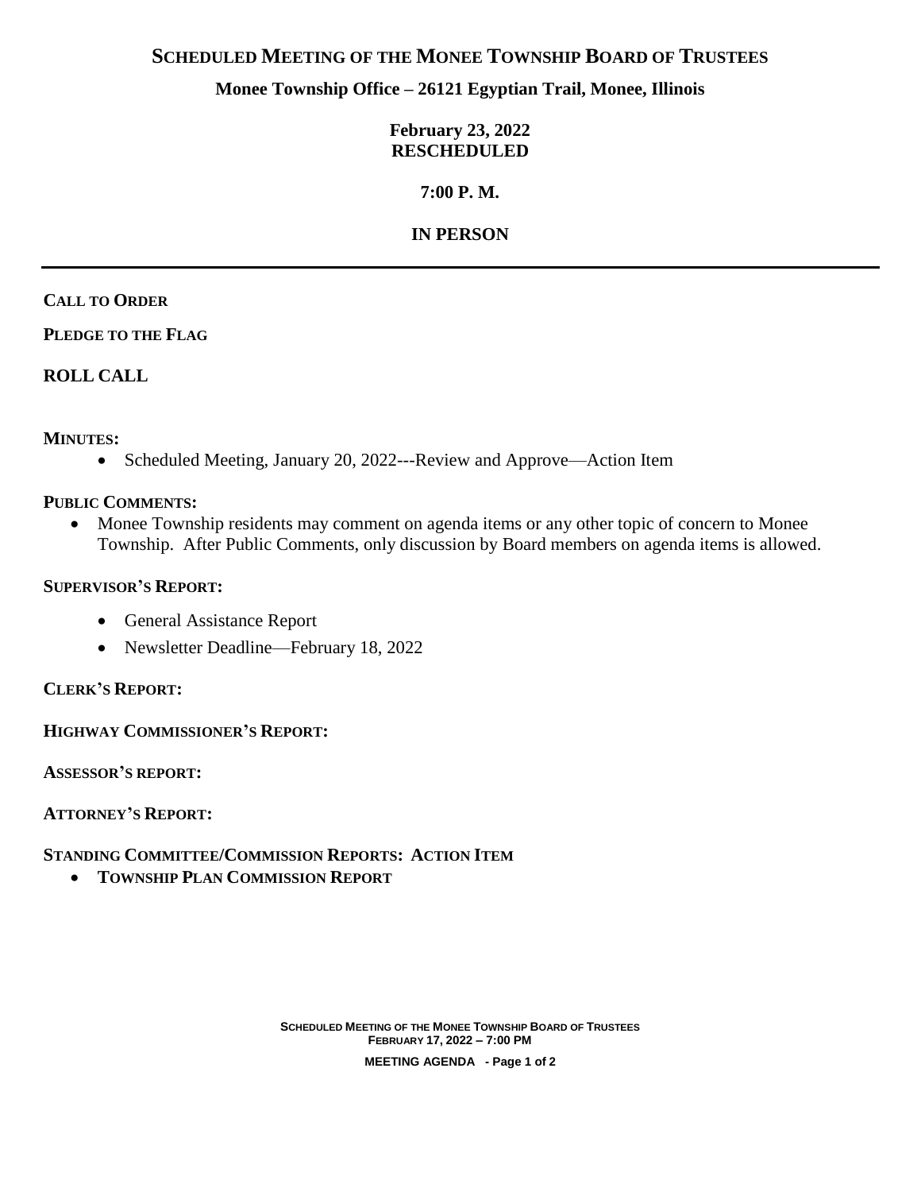# SCHEDULED MEETING OF THE MONEE TOWNSHIP BOARD OF TRUSTEES

**Monee Township Office – 26121 Egyptian Trail, Monee, Illinois**

**February 23, 2022**
**RESCHEDULED**

**7:00 P. M.**

**IN PERSON**

---

**CALL TO ORDER**

**PLEDGE TO THE FLAG**

## ROLL CALL

**MINUTES:**

- Scheduled Meeting, January 20, 2022---Review and Approve—Action Item

**PUBLIC COMMENTS:**

- Monee Township residents may comment on agenda items or any other topic of concern to Monee Township. After Public Comments, only discussion by Board members on agenda items is allowed.

**SUPERVISOR'S REPORT:**

- General Assistance Report
- Newsletter Deadline—February 18, 2022

**CLERK'S REPORT:**

**HIGHWAY COMMISSIONER'S REPORT:**

**ASSESSOR'S REPORT:**

**ATTORNEY'S REPORT:**

**STANDING COMMITTEE/COMMISSION REPORTS: ACTION ITEM**

- **TOWNSHIP PLAN COMMISSION REPORT**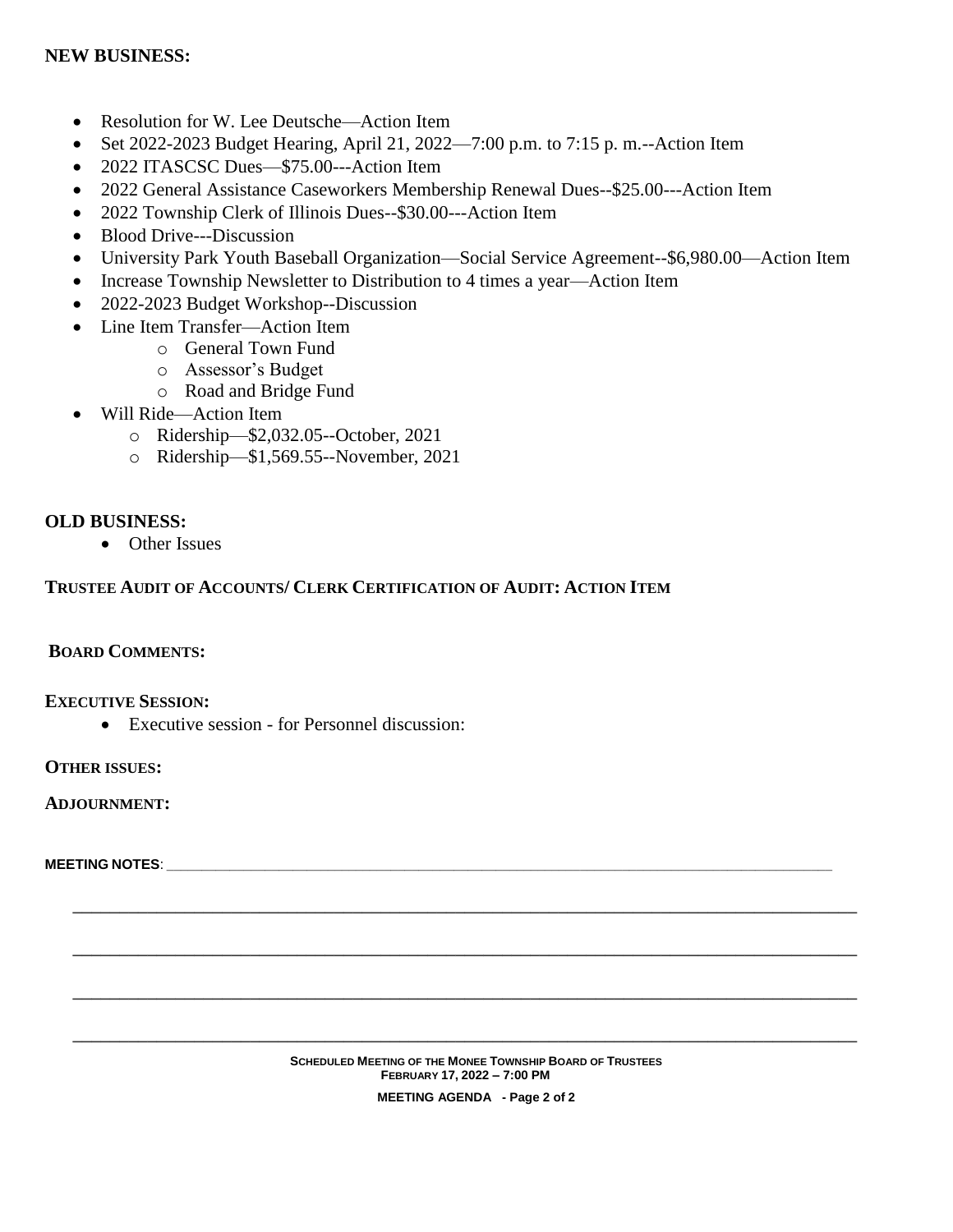**NEW BUSINESS:**

- Resolution for W. Lee Deutsche—Action Item
- Set 2022-2023 Budget Hearing, April 21, 2022—7:00 p.m. to 7:15 p. m.--Action Item
- 2022 ITASCSC Dues—$75.00---Action Item
- 2022 General Assistance Caseworkers Membership Renewal Dues--$25.00---Action Item
- 2022 Township Clerk of Illinois Dues--$30.00---Action Item
- Blood Drive---Discussion
- University Park Youth Baseball Organization—Social Service Agreement--$6,980.00—Action Item
- Increase Township Newsletter to Distribution to 4 times a year—Action Item
- 2022-2023 Budget Workshop--Discussion
- Line Item Transfer—Action Item
  - General Town Fund
  - Assessor's Budget
  - Road and Bridge Fund
- Will Ride—Action Item
  - Ridership—$2,032.05--October, 2021
  - Ridership—$1,569.55--November, 2021

**OLD BUSINESS:**

- Other Issues

**TRUSTEE AUDIT OF ACCOUNTS/ CLERK CERTIFICATION OF AUDIT: ACTION ITEM**

**BOARD COMMENTS:**

**EXECUTIVE SESSION:**

- Executive session - for Personnel discussion:

**OTHER ISSUES:**

**ADJOURNMENT:**

**MEETING NOTES**: ______________________________________________________________________________

______________________________________________________________________________

______________________________________________________________________________

______________________________________________________________________________

______________________________________________________________________________

**SCHEDULED MEETING OF THE MONEE TOWNSHIP BOARD OF TRUSTEES**
**FEBRUARY 17, 2022 – 7:00 PM**

**MEETING AGENDA**